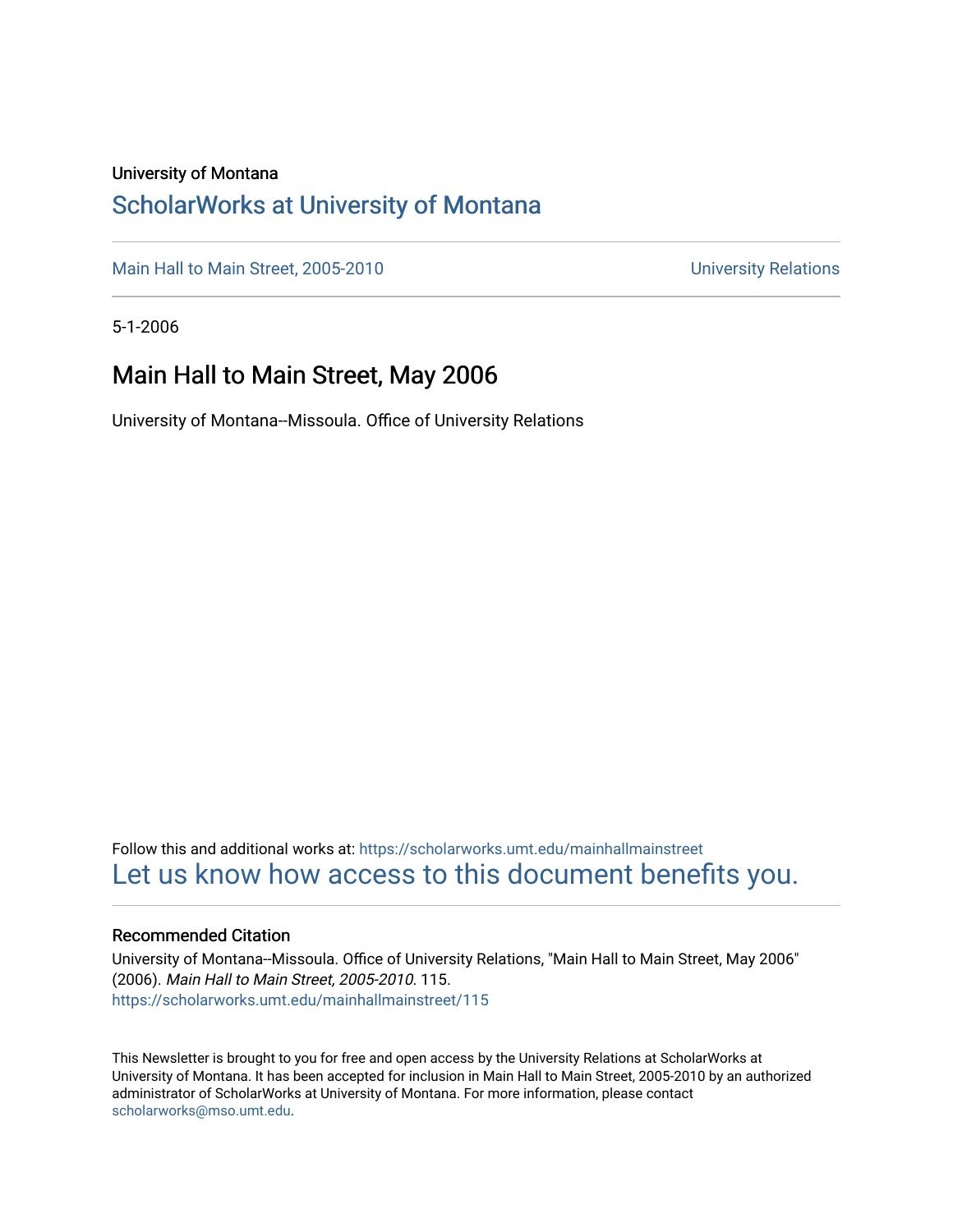University of Montana

# ScholarWorks at University of Montana

Main Hall to Main Street, 2005-2010 University Relations

5-1-2006

## Main Hall to Main Street, May 2006

University of Montana--Missoula. Office of University Relations

Follow this and additional works at: https://scholarworks.umt.edu/mainhallmainstreet

Let us know how access to this document benefits you.

### Recommended Citation

University of Montana--Missoula. Office of University Relations, "Main Hall to Main Street, May 2006" (2006). *Main Hall to Main Street, 2005-2010*. 115.
https://scholarworks.umt.edu/mainhallmainstreet/115

This Newsletter is brought to you for free and open access by the University Relations at ScholarWorks at University of Montana. It has been accepted for inclusion in Main Hall to Main Street, 2005-2010 by an authorized administrator of ScholarWorks at University of Montana. For more information, please contact scholarworks@mso.umt.edu.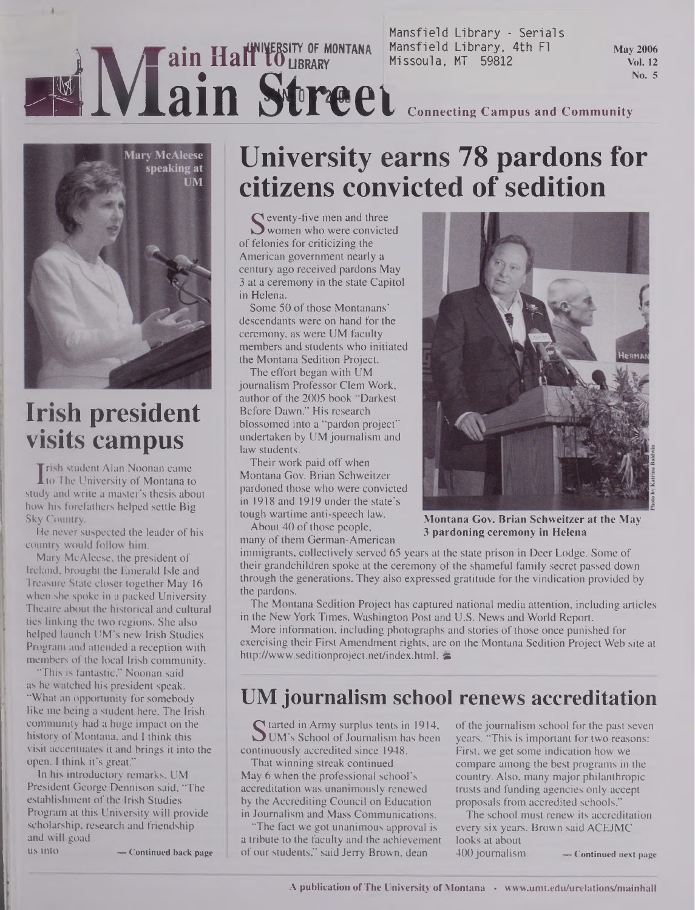Mansfield Library - Serials
Mansfield Library, 4th Fl
Missoula, MT 59812

# Main Hall to Main Street

**Connecting Campus and Community**

May 2006
Vol. 12
No. 5

Mary McAleese speaking at UM

## Irish president visits campus

Irish student Alan Noonan came to The University of Montana to study and write a master's thesis about how his forefathers helped settle Big Sky Country.

He never suspected the leader of his country would follow him.

Mary McAleese, the president of Ireland, brought the Emerald Isle and Treasure State closer together May 16 when she spoke in a packed University Theatre about the historical and cultural ties linking the two regions. She also helped launch UM's new Irish Studies Program and attended a reception with members of the local Irish community.

"This is fantastic," Noonan said as he watched his president speak. "What an opportunity for somebody like me being a student here. The Irish community had a huge impact on the history of Montana, and I think this visit accentuates it and brings it into the open. I think it's great."

In his introductory remarks, UM President George Dennison said, "The establishment of the Irish Studies Program at this University will provide scholarship, research and friendship and will goad us into

— Continued back page

## University earns 78 pardons for citizens convicted of sedition

Seventy-five men and three women who were convicted of felonies for criticizing the American government nearly a century ago received pardons May 3 at a ceremony in the state Capitol in Helena.

Some 50 of those Montanans' descendants were on hand for the ceremony, as were UM faculty members and students who initiated the Montana Sedition Project.

The effort began with UM journalism Professor Clem Work, author of the 2005 book "Darkest Before Dawn." His research blossomed into a "pardon project" undertaken by UM journalism and law students.

Their work paid off when Montana Gov. Brian Schweitzer pardoned those who were convicted in 1918 and 1919 under the state's tough wartime anti-speech law.

About 40 of those people, many of them German-American immigrants, collectively served 65 years at the state prison in Deer Lodge. Some of their grandchildren spoke at the ceremony of the shameful family secret passed down through the generations. They also expressed gratitude for the vindication provided by the pardons.

Montana Gov. Brian Schweitzer at the May 3 pardoning ceremony in Helena

Photo by Katrina Baldwin

The Montana Sedition Project has captured national media attention, including articles in the New York Times, Washington Post and U.S. News and World Report.

More information, including photographs and stories of those once punished for exercising their First Amendment rights, are on the Montana Sedition Project Web site at http://www.seditionproject.net/index.html.

## UM journalism school renews accreditation

Started in Army surplus tents in 1914, UM's School of Journalism has been continuously accredited since 1948.

That winning streak continued May 6 when the professional school's accreditation was unanimously renewed by the Accrediting Council on Education in Journalism and Mass Communications.

"The fact we got unanimous approval is a tribute to the faculty and the achievement of our students," said Jerry Brown, dean of the journalism school for the past seven years. "This is important for two reasons: First, we get some indication how we compare among the best programs in the country. Also, many major philanthropic trusts and funding agencies only accept proposals from accredited schools."

The school must renew its accreditation every six years. Brown said ACEJMC looks at about 400 journalism

— Continued next page

A publication of The University of Montana • www.umt.edu/urelations/mainhall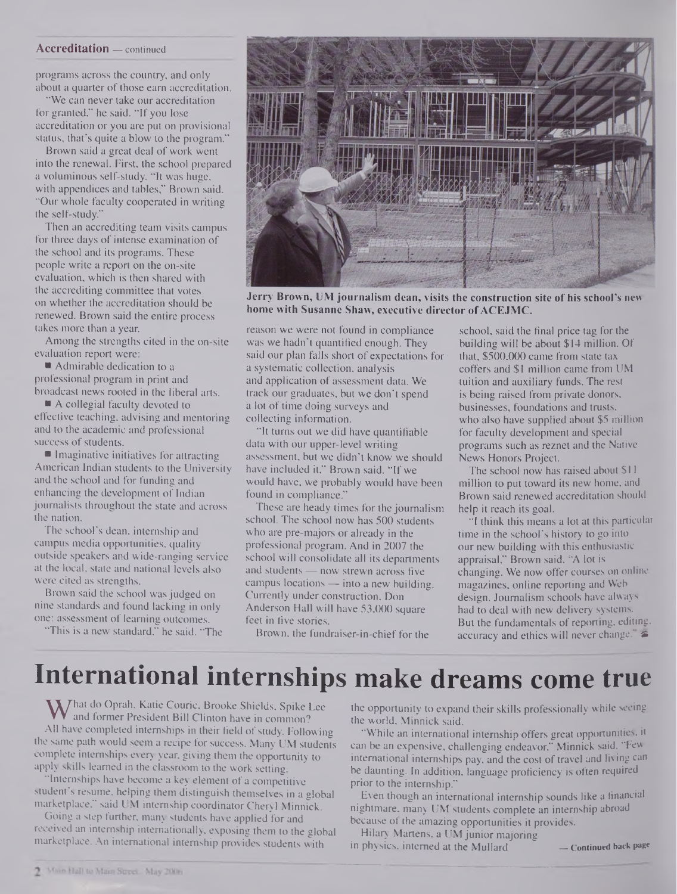**Accreditation** — continued

programs across the country, and only about a quarter of those earn accreditation.

"We can never take our accreditation for granted," he said. "If you lose accreditation or you are put on provisional status, that's quite a blow to the program."

Brown said a great deal of work went into the renewal. First, the school prepared a voluminous self-study. "It was huge, with appendices and tables," Brown said. "Our whole faculty cooperated in writing the self-study."

Then an accrediting team visits campus for three days of intense examination of the school and its programs. These people write a report on the on-site evaluation, which is then shared with the accrediting committee that votes on whether the accreditation should be renewed. Brown said the entire process takes more than a year.

Among the strengths cited in the on-site evaluation report were:

- Admirable dedication to a professional program in print and broadcast news rooted in the liberal arts.
- A collegial faculty devoted to effective teaching, advising and mentoring and to the academic and professional success of students.
- Imaginative initiatives for attracting American Indian students to the University and the school and for funding and enhancing the development of Indian journalists throughout the state and across the nation.

The school's dean, internship and campus media opportunities, quality outside speakers and wide-ranging service at the local, state and national levels also were cited as strengths.

Brown said the school was judged on nine standards and found lacking in only one: assessment of learning outcomes.

"This is a new standard," he said. "The reason we were not found in compliance was we hadn't quantified enough. They said our plan falls short of expectations for a systematic collection, analysis and application of assessment data. We track our graduates, but we don't spend a lot of time doing surveys and collecting information.

"It turns out we did have quantifiable data with our upper-level writing assessment, but we didn't know we should have included it," Brown said. "If we would have, we probably would have been found in compliance."

These are heady times for the journalism school. The school now has 500 students who are pre-majors or already in the professional program. And in 2007 the school will consolidate all its departments and students — now strewn across five campus locations — into a new building. Currently under construction, Don Anderson Hall will have 53,000 square feet in five stories.

Brown, the fundraiser-in-chief for the school, said the final price tag for the building will be about $14 million. Of that, $500,000 came from state tax coffers and $1 million came from UM tuition and auxiliary funds. The rest is being raised from private donors, businesses, foundations and trusts, who also have supplied about $5 million for faculty development and special programs such as reznet and the Native News Honors Project.

The school now has raised about $11 million to put toward its new home, and Brown said renewed accreditation should help it reach its goal.

"I think this means a lot at this particular time in the school's history to go into our new building with this enthusiastic appraisal," Brown said. "A lot is changing. We now offer courses on online magazines, online reporting and Web design. Journalism schools have always had to deal with new delivery systems. But the fundamentals of reporting, editing, accuracy and ethics will never change."

**Jerry Brown, UM journalism dean, visits the construction site of his school's new home with Susanne Shaw, executive director of ACEJMC.**

# International internships make dreams come true

What do Oprah, Katie Couric, Brooke Shields, Spike Lee and former President Bill Clinton have in common?

All have completed internships in their field of study. Following the same path would seem a recipe for success. Many UM students complete internships every year, giving them the opportunity to apply skills learned in the classroom to the work setting.

"Internships have become a key element of a competitive student's resume, helping them distinguish themselves in a global marketplace," said UM internship coordinator Cheryl Minnick.

Going a step further, many students have applied for and received an internship internationally, exposing them to the global marketplace. An international internship provides students with the opportunity to expand their skills professionally while seeing the world, Minnick said.

"While an international internship offers great opportunities, it can be an expensive, challenging endeavor," Minnick said. "Few international internships pay, and the cost of travel and living can be daunting. In addition, language proficiency is often required prior to the internship."

Even though an international internship sounds like a financial nightmare, many UM students complete an internship abroad because of the amazing opportunities it provides.

Hilary Martens, a UM junior majoring in physics, interned at the Mullard — **Continued back page**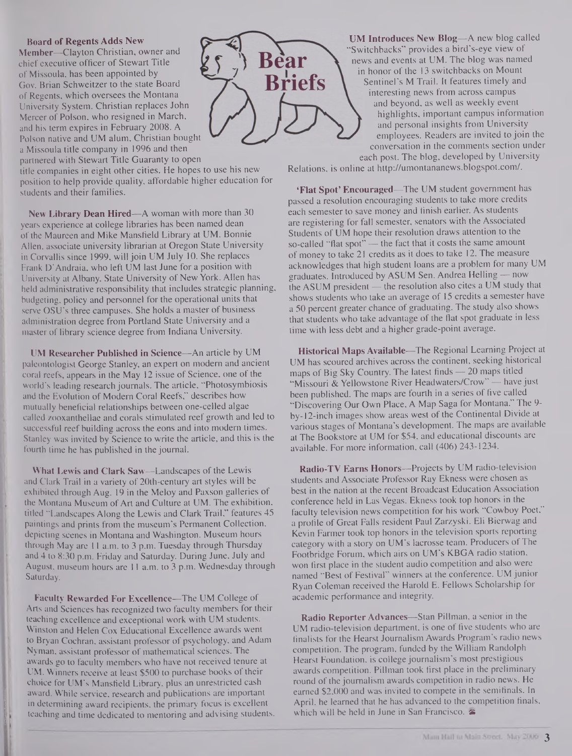# Bear Briefs

**Board of Regents Adds New Member**—Clayton Christian, owner and chief executive officer of Stewart Title of Missoula, has been appointed by Gov. Brian Schweitzer to the state Board of Regents, which oversees the Montana University System. Christian replaces John Mercer of Poison, who resigned in March, and his term expires in February 2008. A Poison native and UM alum, Christian bought a Missoula title company in 1996 and then partnered with Stewart Title Guaranty to open title companies in eight other cities. He hopes to use his new position to help provide quality, affordable higher education for students and their families.

**New Library Dean Hired**—A woman with more than 30 years experience at college libraries has been named dean of the Maureen and Mike Mansfield Library at UM. Bonnie Allen, associate university librarian at Oregon State University in Corvallis since 1999, will join UM July 10. She replaces Frank D'Andraia, who left UM last June for a position with University at Albany, State University of New York. Allen has held administrative responsibility that includes strategic planning, budgeting, policy and personnel for the operational units that serve OSU's three campuses. She holds a master of business administration degree from Portland State University and a master of library science degree from Indiana University.

**UM Researcher Published in Science**—An article by UM paleontologist George Stanley, an expert on modern and ancient coral reefs, appears in the May 12 issue of Science, one of the world's leading research journals. The article, "Photosymbiosis and the Evolution of Modern Coral Reefs," describes how mutually beneficial relationships between one-celled algae called zooxanthellae and corals stimulated reef growth and led to successful reef building across the eons and into modern times. Stanley was invited by Science to write the article, and this is the fourth time he has published in the journal.

**What Lewis and Clark Saw**—Landscapes of the Lewis and Clark Trail in a variety of 20th-century art styles will be exhibited through Aug. 19 in the Meloy and Paxson galleries of the Montana Museum of Art and Culture at UM. The exhibition, titled "Landscapes Along the Lewis and Clark Trail," features 45 paintings and prints from the museum's Permanent Collection, depicting scenes in Montana and Washington. Museum hours through May are 11 a.m. to 3 p.m. Tuesday through Thursday and 4 to 8:30 p.m. Friday and Saturday. During June, July and August, museum hours are 11 a.m. to 3 p.m. Wednesday through Saturday.

**Faculty Rewarded For Excellence**—The UM College of Arts and Sciences has recognized two faculty members for their teaching excellence and exceptional work with UM students. Winston and Helen Cox Educational Excellence awards went to Bryan Cochran, assistant professor of psychology, and Adam Nyman, assistant professor of mathematical sciences. The awards go to faculty members who have not received tenure at UM. Winners receive at least $500 to purchase books of their choice for UM's Mansfield Library, plus an unrestricted cash award. While service, research and publications are important in determining award recipients, the primary focus is excellent teaching and time dedicated to mentoring and advising students.

**UM Introduces New Blog**—A new blog called "Switchbacks" provides a bird's-eye view of news and events at UM. The blog was named in honor of the 13 switchbacks on Mount Sentinel's M Trail. It features timely and interesting news from across campus and beyond, as well as weekly event highlights, important campus information and personal insights from University employees. Readers are invited to join the conversation in the comments section under each post. The blog, developed by University Relations, is online at http://umontananews.blogspot.com/.

**'Flat Spot' Encouraged**—The UM student government has passed a resolution encouraging students to take more credits each semester to save money and finish earlier. As students are registering for fall semester, senators with the Associated Students of UM hope their resolution draws attention to the so-called "flat spot" — the fact that it costs the same amount of money to take 21 credits as it does to take 12. The measure acknowledges that high student loans are a problem for many UM graduates. Introduced by ASUM Sen. Andrea Helling — now the ASUM president — the resolution also cites a UM study that shows students who take an average of 15 credits a semester have a 50 percent greater chance of graduating. The study also shows that students who take advantage of the flat spot graduate in less time with less debt and a higher grade-point average.

**Historical Maps Available**—The Regional Learning Project at UM has scoured archives across the continent, seeking historical maps of Big Sky Country. The latest finds — 20 maps titled "Missouri & Yellowstone River Headwaters/Crow" — have just been published. The maps are fourth in a series of five called "Discovering Our Own Place, A Map Saga for Montana." The 9-by-12-inch images show areas west of the Continental Divide at various stages of Montana's development. The maps are available at The Bookstore at UM for $54, and educational discounts are available. For more information, call (406) 243-1234.

**Radio-TV Earns Honors**—Projects by UM radio-television students and Associate Professor Ray Ekness were chosen as best in the nation at the recent Broadcast Education Association conference held in Las Vegas. Ekness took top honors in the faculty television news competition for his work "Cowboy Poet," a profile of Great Falls resident Paul Zarzyski. Eli Bierwag and Kevin Farmer took top honors in the television sports reporting category with a story on UM's lacrosse team. Producers of The Footbridge Forum, which airs on UM's KBGA radio station, won first place in the student audio competition and also were named "Best of Festival" winners at the conference. UM junior Ryan Coleman received the Harold E. Fellows Scholarship for academic performance and integrity.

**Radio Reporter Advances**—Stan Pillman, a senior in the UM radio-television department, is one of five students who are finalists for the Hearst Journalism Awards Program's radio news competition. The program, funded by the William Randolph Hearst Foundation, is college journalism's most prestigious awards competition. Pillman took first place in the preliminary round of the journalism awards competition in radio news. He earned $2,000 and was invited to compete in the semifinals. In April, he learned that he has advanced to the competition finals, which will be held in June in San Francisco.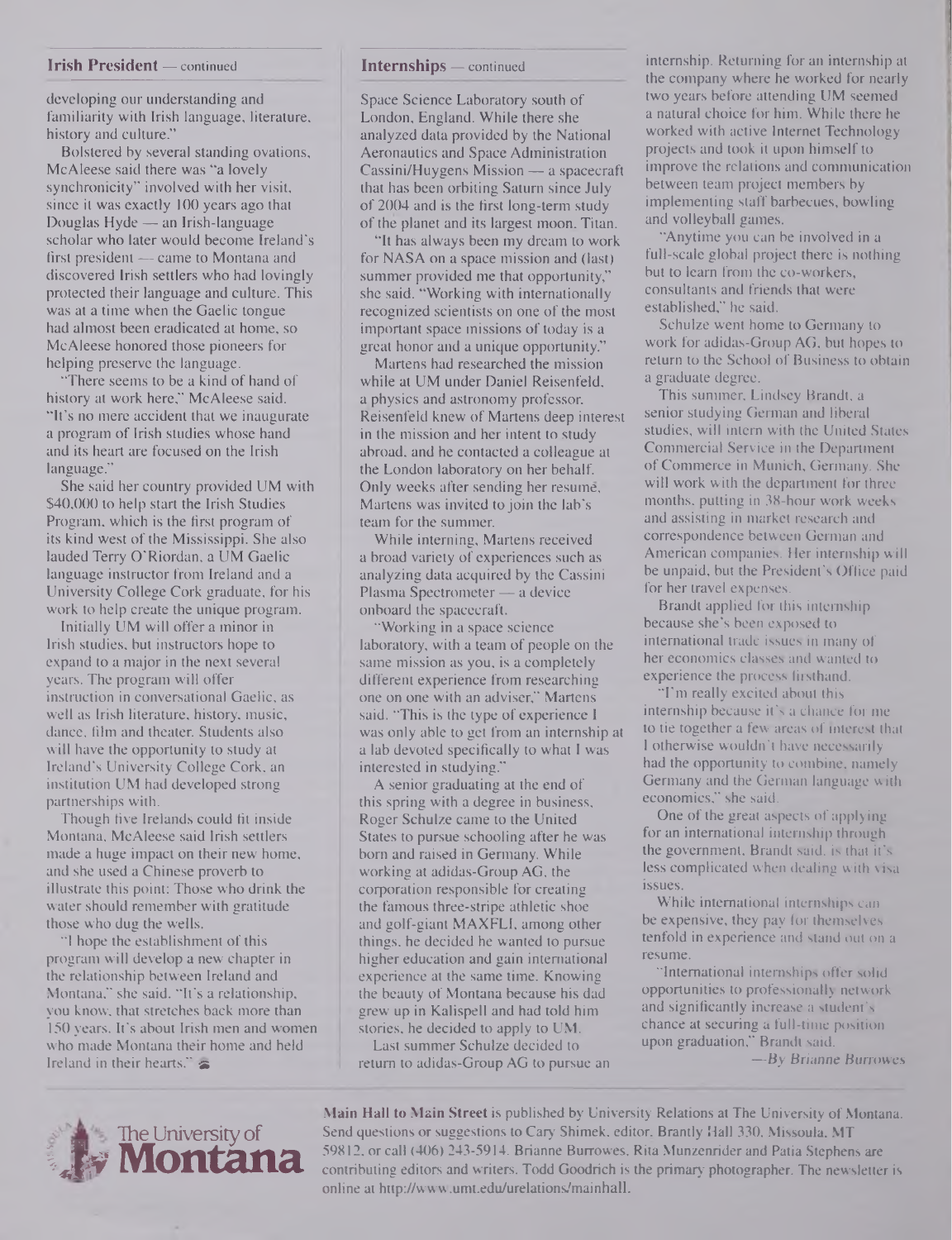## Irish President — continued

developing our understanding and familiarity with Irish language, literature, history and culture."

Bolstered by several standing ovations, McAleese said there was "a lovely synchronicity" involved with her visit, since it was exactly 100 years ago that Douglas Hyde — an Irish-language scholar who later would become Ireland's first president — came to Montana and discovered Irish settlers who had lovingly protected their language and culture. This was at a time when the Gaelic tongue had almost been eradicated at home, so McAleese honored those pioneers for helping preserve the language.

"There seems to be a kind of hand of history at work here," McAleese said. "It's no mere accident that we inaugurate a program of Irish studies whose hand and its heart are focused on the Irish language."

She said her country provided UM with $40,000 to help start the Irish Studies Program, which is the first program of its kind west of the Mississippi. She also lauded Terry O'Riordan, a UM Gaelic language instructor from Ireland and a University College Cork graduate, for his work to help create the unique program.

Initially UM will offer a minor in Irish studies, but instructors hope to expand to a major in the next several years. The program will offer instruction in conversational Gaelic, as well as Irish literature, history, music, dance, film and theater. Students also will have the opportunity to study at Ireland's University College Cork, an institution UM had developed strong partnerships with.

Though five Irelands could fit inside Montana, McAleese said Irish settlers made a huge impact on their new home, and she used a Chinese proverb to illustrate this point: Those who drink the water should remember with gratitude those who dug the wells.

"I hope the establishment of this program will develop a new chapter in the relationship between Ireland and Montana," she said. "It's a relationship, you know, that stretches back more than 150 years. It's about Irish men and women who made Montana their home and held Ireland in their hearts."

## Internships — continued

Space Science Laboratory south of London, England. While there she analyzed data provided by the National Aeronautics and Space Administration Cassini/Huygens Mission — a spacecraft that has been orbiting Saturn since July of 2004 and is the first long-term study of the planet and its largest moon, Titan.

"It has always been my dream to work for NASA on a space mission and (last) summer provided me that opportunity," she said. "Working with internationally recognized scientists on one of the most important space missions of today is a great honor and a unique opportunity."

Martens had researched the mission while at UM under Daniel Reisenfeld, a physics and astronomy professor. Reisenfeld knew of Martens deep interest in the mission and her intent to study abroad, and he contacted a colleague at the London laboratory on her behalf. Only weeks after sending her resumé, Martens was invited to join the lab's team for the summer.

While interning, Martens received a broad variety of experiences such as analyzing data acquired by the Cassini Plasma Spectrometer — a device onboard the spacecraft.

"Working in a space science laboratory, with a team of people on the same mission as you, is a completely different experience from researching one on one with an adviser," Martens said. "This is the type of experience I was only able to get from an internship at a lab devoted specifically to what I was interested in studying."

A senior graduating at the end of this spring with a degree in business, Roger Schulze came to the United States to pursue schooling after he was born and raised in Germany. While working at adidas-Group AG, the corporation responsible for creating the famous three-stripe athletic shoe and golf-giant MAXFLI, among other things, he decided he wanted to pursue higher education and gain international experience at the same time. Knowing the beauty of Montana because his dad grew up in Kalispell and had told him stories, he decided to apply to UM.

Last summer Schulze decided to return to adidas-Group AG to pursue an internship. Returning for an internship at the company where he worked for nearly two years before attending UM seemed a natural choice for him. While there he worked with active Internet Technology projects and took it upon himself to improve the relations and communication between team project members by implementing staff barbecues, bowling and volleyball games.

"Anytime you can be involved in a full-scale global project there is nothing but to learn from the co-workers, consultants and friends that were established," he said.

Schulze went home to Germany to work for adidas-Group AG, but hopes to return to the School of Business to obtain a graduate degree.

This summer, Lindsey Brandt, a senior studying German and liberal studies, will intern with the United States Commercial Service in the Department of Commerce in Munich, Germany. She will work with the department for three months, putting in 38-hour work weeks and assisting in market research and correspondence between German and American companies. Her internship will be unpaid, but the President's Office paid for her travel expenses.

Brandt applied for this internship because she's been exposed to international trade issues in many of her economics classes and wanted to experience the process firsthand.

"I'm really excited about this internship because it's a chance for me to tie together a few areas of interest that I otherwise wouldn't have necessarily had the opportunity to combine, namely Germany and the German language with economics," she said.

One of the great aspects of applying for an international internship through the government, Brandt said, is that it's less complicated when dealing with visa issues.

While international internships can be expensive, they pay for themselves tenfold in experience and stand out on a resume.

"International internships offer solid opportunities to professionally network and significantly increase a student's chance at securing a full-time position upon graduation," Brandt said.

*—By Brianne Burrowes*

The University of Montana

**Main Hall to Main Street** is published by University Relations at The University of Montana. Send questions or suggestions to Cary Shimek, editor, Brantly Hall 330, Missoula, MT 59812, or call (406) 243-5914. Brianne Burrowes, Rita Munzenrider and Patia Stephens are contributing editors and writers. Todd Goodrich is the primary photographer. The newsletter is online at http://www.umt.edu/urelations/mainhall.